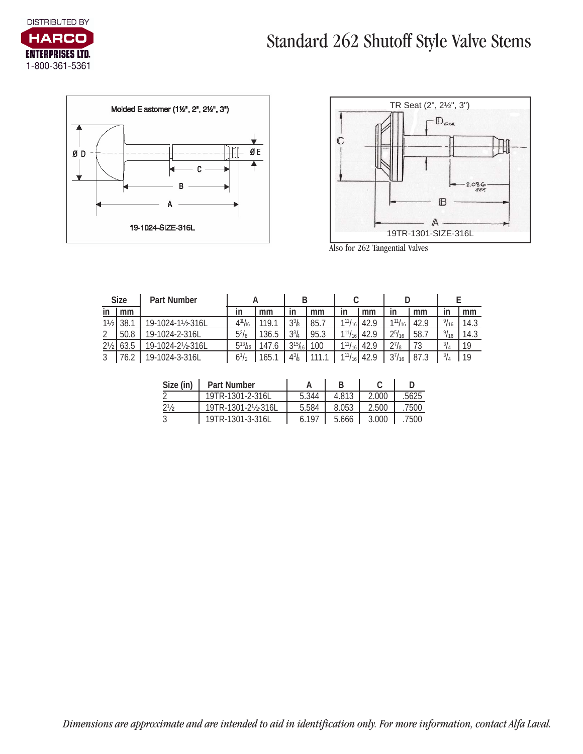DISTRIBUTED BY
HARCO ENTERPRISES LTD.
1-800-361-5361

# Standard 262 Shutoff Style Valve Stems

Molded Elastomer (1½", 2", 2½", 3")

19-1024-SIZE-316L

TR Seat (2", 2½", 3")

19TR-1301-SIZE-316L

Also for 262 Tangential Valves

| Size | | Part Number | A | | B | | C | | D | | E | |
|---|---|---|---|---|---|---|---|---|---|---|---|---|
| in | mm | | in | mm | in | mm | in | mm | in | mm | in | mm |
| 1½ | 38.1 | 19-1024-1½-316L | 4¹¹⁄₁₆ | 119.1 | 3⅜ | 85.7 | 1¹¹⁄₁₆ | 42.9 | 1¹¹⁄₁₆ | 42.9 | ⁹⁄₁₆ | 14.3 |
| 2 | 50.8 | 19-1024-2-316L | 5⅜ | 136.5 | 3¾ | 95.3 | 1¹¹⁄₁₆ | 42.9 | 2⁵⁄₁₆ | 58.7 | ⁹⁄₁₆ | 14.3 |
| 2½ | 63.5 | 19-1024-2½-316L | 5¹³⁄₁₆ | 147.6 | 3¹⁵⁄₁₆ | 100 | 1¹¹⁄₁₆ | 42.9 | 2⅞ | 73 | ¾ | 19 |
| 3 | 76.2 | 19-1024-3-316L | 6½ | 165.1 | 4⅜ | 111.1 | 1¹¹⁄₁₆ | 42.9 | 3⁷⁄₁₆ | 87.3 | ¾ | 19 |

| Size (in) | Part Number | A | B | C | D |
|---|---|---|---|---|---|
| 2 | 19TR-1301-2-316L | 5.344 | 4.813 | 2.000 | .5625 |
| 2½ | 19TR-1301-2½-316L | 5.584 | 8.053 | 2.500 | .7500 |
| 3 | 19TR-1301-3-316L | 6.197 | 5.666 | 3.000 | .7500 |

*Dimensions are approximate and are intended to aid in identification only. For more information, contact Alfa Laval.*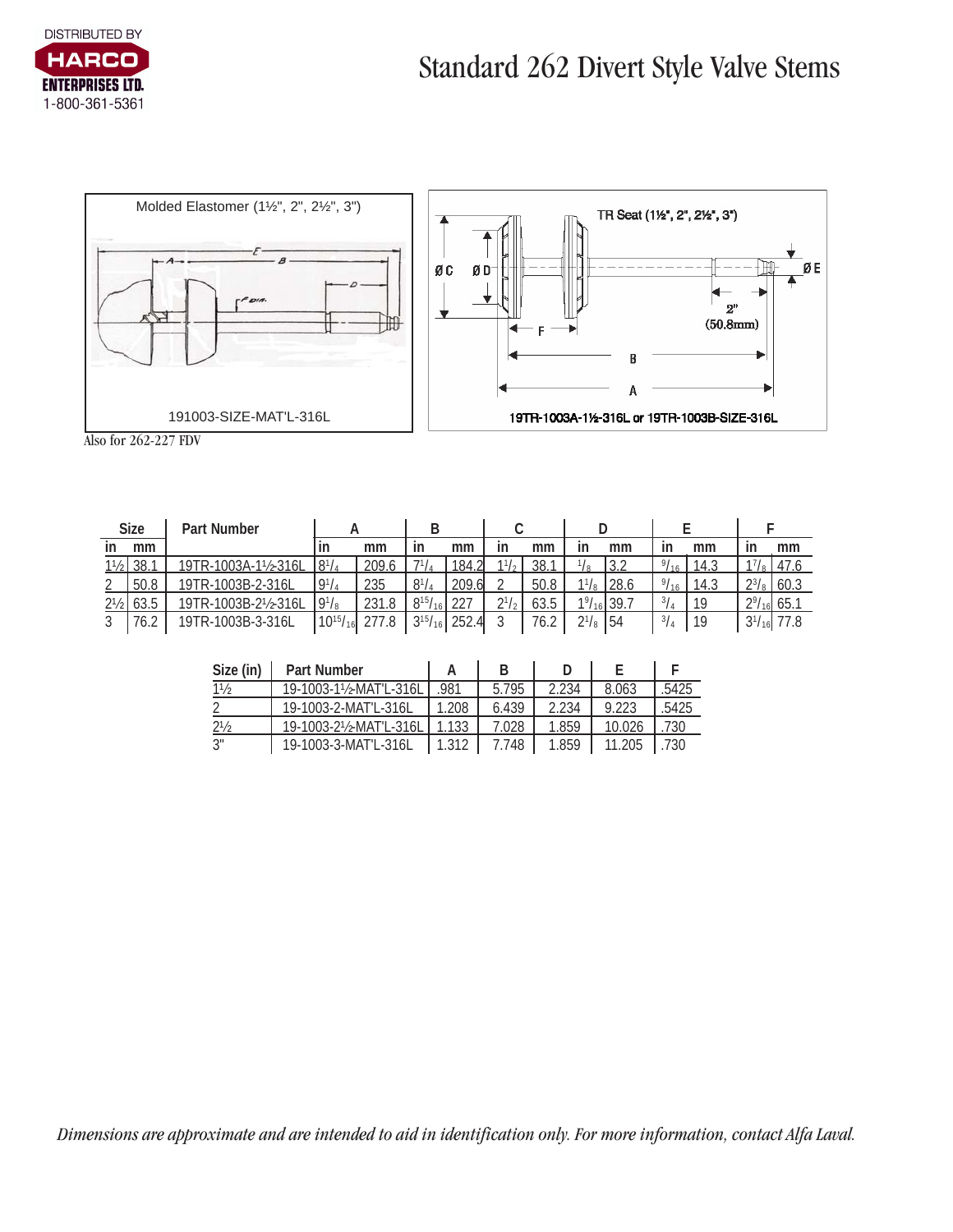DISTRIBUTED BY
HARCO ENTERPRISES LTD.
1-800-361-5361

# Standard 262 Divert Style Valve Stems

Molded Elastomer (1½", 2", 2½", 3")

191003-SIZE-MAT'L-316L

Also for 262-227 FDV

TR Seat (1½", 2", 2½", 3")

19TR-1003A-1½-316L or 19TR-1003B-SIZE-316L

| Size | | Part Number | A | | B | | C | | D | | E | | F | |
|---|---|---|---|---|---|---|---|---|---|---|---|---|---|---|
| in | mm | | in | mm | in | mm | in | mm | in | mm | in | mm | in | mm |
| 1½ | 38.1 | 19TR-1003A-1½-316L | 8¼ | 209.6 | 7¼ | 184.2 | 1½ | 38.1 | ⅛ | 3.2 | 9/16 | 14.3 | 1⅞ | 47.6 |
| 2 | 50.8 | 19TR-1003B-2-316L | 9¼ | 235 | 8¼ | 209.6 | 2 | 50.8 | 1⅛ | 28.6 | 9/16 | 14.3 | 2⅜ | 60.3 |
| 2½ | 63.5 | 19TR-1003B-2½-316L | 9⅛ | 231.8 | 8 15/16 | 227 | 2½ | 63.5 | 1 9/16 | 39.7 | ¾ | 19 | 2 9/16 | 65.1 |
| 3 | 76.2 | 19TR-1003B-3-316L | 10 15/16 | 277.8 | 3 15/16 | 252.4 | 3 | 76.2 | 2⅛ | 54 | ¾ | 19 | 3 1/16 | 77.8 |

| Size (in) | Part Number | A | B | D | E | F |
|---|---|---|---|---|---|---|
| 1½ | 19-1003-1½-MAT'L-316L | .981 | 5.795 | 2.234 | 8.063 | .5425 |
| 2 | 19-1003-2-MAT'L-316L | 1.208 | 6.439 | 2.234 | 9.223 | .5425 |
| 2½ | 19-1003-2½-MAT'L-316L | 1.133 | 7.028 | 1.859 | 10.026 | .730 |
| 3" | 19-1003-3-MAT'L-316L | 1.312 | 7.748 | 1.859 | 11.205 | .730 |

*Dimensions are approximate and are intended to aid in identification only. For more information, contact Alfa Laval.*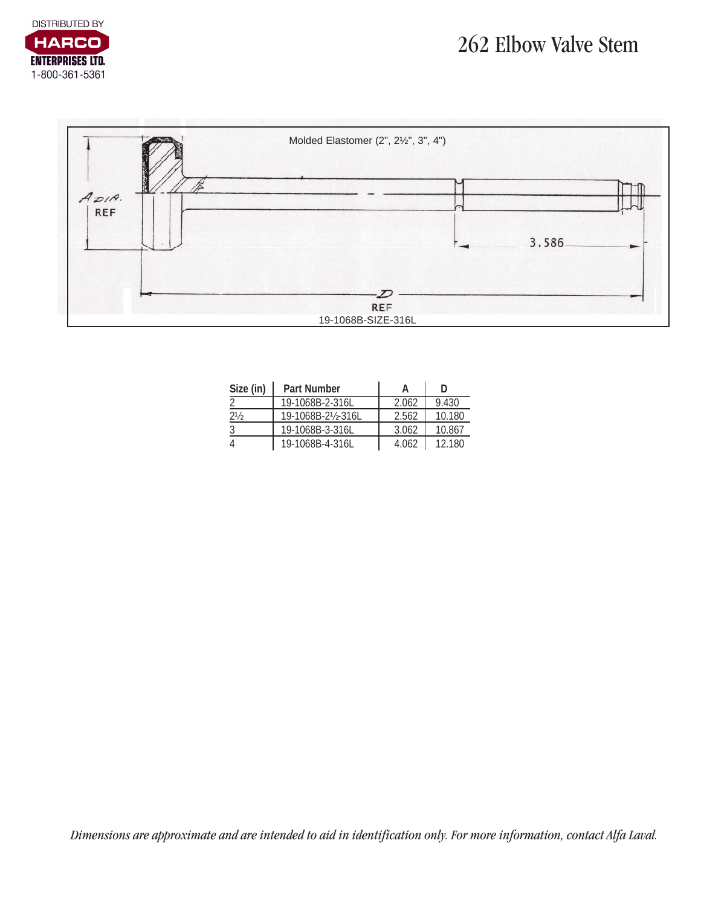DISTRIBUTED BY
HARCO
ENTERPRISES LTD.
1-800-361-5361

# 262 Elbow Valve Stem

Molded Elastomer (2", 2½", 3", 4")

A DIA.
REF

3.586

D
REF

19-1068B-SIZE-316L

| Size (in) | Part Number | A | D |
|---|---|---|---|
| 2 | 19-1068B-2-316L | 2.062 | 9.430 |
| 2½ | 19-1068B-2½-316L | 2.562 | 10.180 |
| 3 | 19-1068B-3-316L | 3.062 | 10.867 |
| 4 | 19-1068B-4-316L | 4.062 | 12.180 |

*Dimensions are approximate and are intended to aid in identification only. For more information, contact Alfa Laval.*